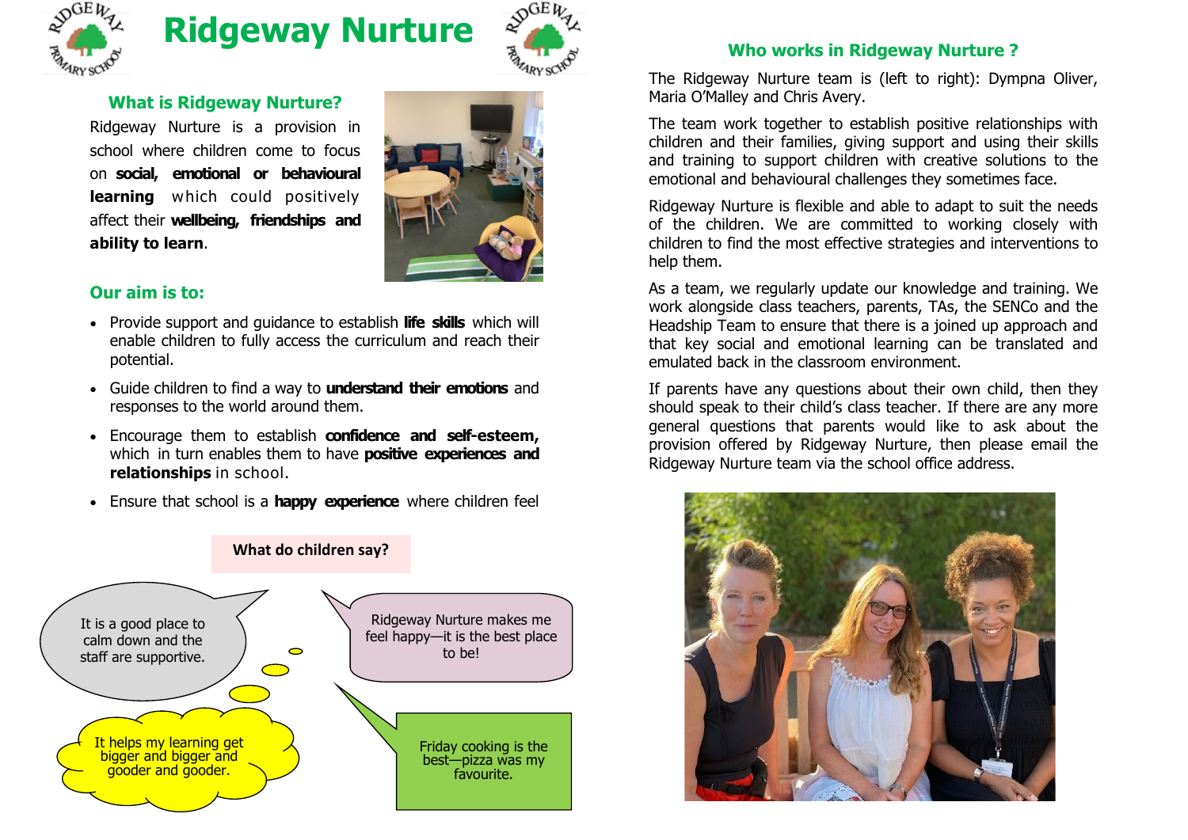# Ridgeway Nurture

## What is Ridgeway Nurture?

Ridgeway Nurture is a provision in school where children come to focus on **social, emotional or behavioural learning** which could positively affect their **wellbeing, friendships and ability to learn**.

## Our aim is to:

- Provide support and guidance to establish **life skills** which will enable children to fully access the curriculum and reach their potential.
- Guide children to find a way to **understand their emotions** and responses to the world around them.
- Encourage them to establish **confidence and self-esteem,** which in turn enables them to have **positive experiences and relationships** in school.
- Ensure that school is a **happy experience** where children feel

### What do children say?

It is a good place to calm down and the staff are supportive.

Ridgeway Nurture makes me feel happy—it is the best place to be!

It helps my learning get bigger and bigger and gooder and gooder.

Friday cooking is the best—pizza was my favourite.

## Who works in Ridgeway Nurture ?

The Ridgeway Nurture team is (left to right): Dympna Oliver, Maria O'Malley and Chris Avery.

The team work together to establish positive relationships with children and their families, giving support and using their skills and training to support children with creative solutions to the emotional and behavioural challenges they sometimes face.

Ridgeway Nurture is flexible and able to adapt to suit the needs of the children. We are committed to working closely with children to find the most effective strategies and interventions to help them.

As a team, we regularly update our knowledge and training. We work alongside class teachers, parents, TAs, the SENCo and the Headship Team to ensure that there is a joined up approach and that key social and emotional learning can be translated and emulated back in the classroom environment.

If parents have any questions about their own child, then they should speak to their child's class teacher. If there are any more general questions that parents would like to ask about the provision offered by Ridgeway Nurture, then please email the Ridgeway Nurture team via the school office address.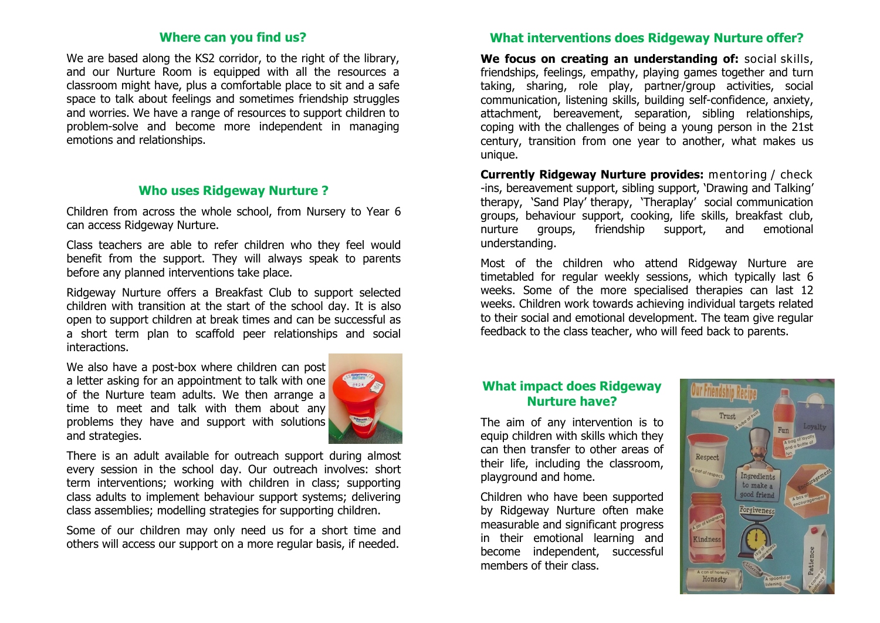## Where can you find us?

We are based along the KS2 corridor, to the right of the library, and our Nurture Room is equipped with all the resources a classroom might have, plus a comfortable place to sit and a safe space to talk about feelings and sometimes friendship struggles and worries. We have a range of resources to support children to problem-solve and become more independent in managing emotions and relationships.

## Who uses Ridgeway Nurture ?

Children from across the whole school, from Nursery to Year 6 can access Ridgeway Nurture.

Class teachers are able to refer children who they feel would benefit from the support. They will always speak to parents before any planned interventions take place.

Ridgeway Nurture offers a Breakfast Club to support selected children with transition at the start of the school day. It is also open to support children at break times and can be successful as a short term plan to scaffold peer relationships and social interactions.

We also have a post-box where children can post a letter asking for an appointment to talk with one of the Nurture team adults. We then arrange a time to meet and talk with them about any problems they have and support with solutions and strategies.

There is an adult available for outreach support during almost every session in the school day. Our outreach involves: short term interventions; working with children in class; supporting class adults to implement behaviour support systems; delivering class assemblies; modelling strategies for supporting children.

Some of our children may only need us for a short time and others will access our support on a more regular basis, if needed.

## What interventions does Ridgeway Nurture offer?

**We focus on creating an understanding of:** social skills, friendships, feelings, empathy, playing games together and turn taking, sharing, role play, partner/group activities, social communication, listening skills, building self-confidence, anxiety, attachment, bereavement, separation, sibling relationships, coping with the challenges of being a young person in the 21st century, transition from one year to another, what makes us unique.

**Currently Ridgeway Nurture provides:** mentoring / check -ins, bereavement support, sibling support, 'Drawing and Talking' therapy, 'Sand Play' therapy, 'Theraplay' social communication groups, behaviour support, cooking, life skills, breakfast club, nurture groups, friendship support, and emotional understanding.

Most of the children who attend Ridgeway Nurture are timetabled for regular weekly sessions, which typically last 6 weeks. Some of the more specialised therapies can last 12 weeks. Children work towards achieving individual targets related to their social and emotional development. The team give regular feedback to the class teacher, who will feed back to parents.

## What impact does Ridgeway Nurture have?

The aim of any intervention is to equip children with skills which they can then transfer to other areas of their life, including the classroom, playground and home.

Children who have been supported by Ridgeway Nurture often make measurable and significant progress in their emotional learning and become independent, successful members of their class.